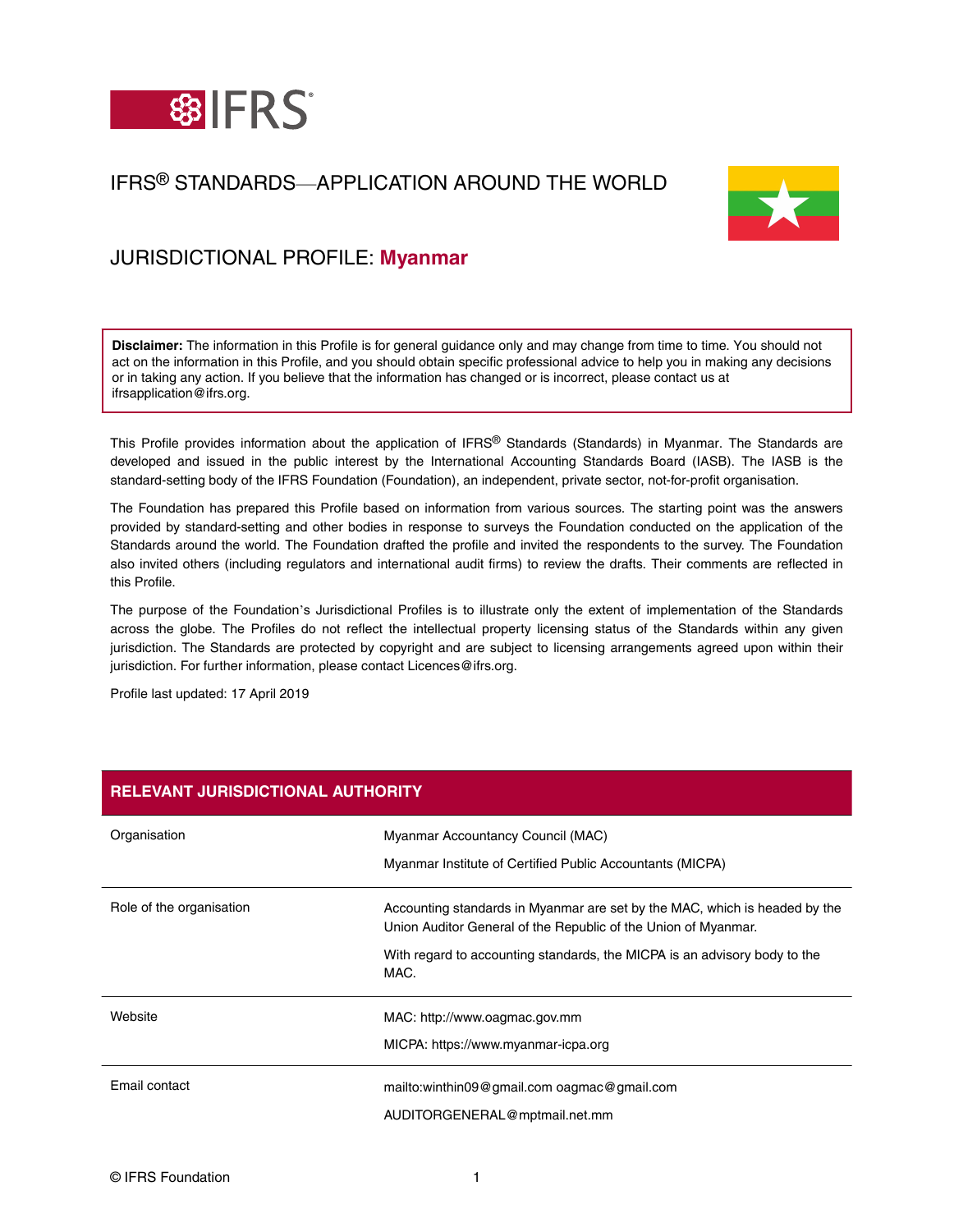# IFRS® STANDARDS—APPLICATION AROUND THE WORLD

## JURISDICTIONAL PROFILE: Myanmar

**Disclaimer:** The information in this Profile is for general guidance only and may change from time to time. You should not act on the information in this Profile, and you should obtain specific professional advice to help you in making any decisions or in taking any action. If you believe that the information has changed or is incorrect, please contact us at ifrsapplication@ifrs.org.

This Profile provides information about the application of IFRS® Standards (Standards) in Myanmar. The Standards are developed and issued in the public interest by the International Accounting Standards Board (IASB). The IASB is the standard-setting body of the IFRS Foundation (Foundation), an independent, private sector, not-for-profit organisation.

The Foundation has prepared this Profile based on information from various sources. The starting point was the answers provided by standard-setting and other bodies in response to surveys the Foundation conducted on the application of the Standards around the world. The Foundation drafted the profile and invited the respondents to the survey. The Foundation also invited others (including regulators and international audit firms) to review the drafts. Their comments are reflected in this Profile.

The purpose of the Foundation's Jurisdictional Profiles is to illustrate only the extent of implementation of the Standards across the globe. The Profiles do not reflect the intellectual property licensing status of the Standards within any given jurisdiction. The Standards are protected by copyright and are subject to licensing arrangements agreed upon within their jurisdiction. For further information, please contact Licences@ifrs.org.

Profile last updated: 17 April 2019

| RELEVANT JURISDICTIONAL AUTHORITY | |
|---|---|
| Organisation | Myanmar Accountancy Council (MAC)<br><br>Myanmar Institute of Certified Public Accountants (MICPA) |
| Role of the organisation | Accounting standards in Myanmar are set by the MAC, which is headed by the Union Auditor General of the Republic of the Union of Myanmar.<br><br>With regard to accounting standards, the MICPA is an advisory body to the MAC. |
| Website | MAC: http://www.oagmac.gov.mm<br><br>MICPA: https://www.myanmar-icpa.org |
| Email contact | mailto:winthin09@gmail.com oagmac@gmail.com<br><br>AUDITORGENERAL@mptmail.net.mm |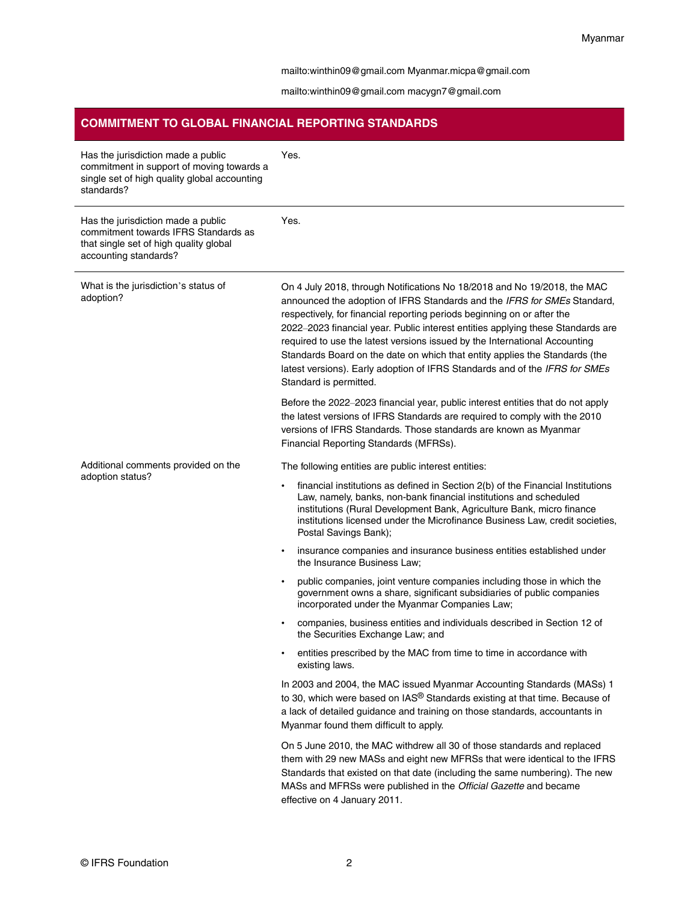mailto:winthin09@gmail.com Myanmar.micpa@gmail.com

mailto:winthin09@gmail.com macygn7@gmail.com

## COMMITMENT TO GLOBAL FINANCIAL REPORTING STANDARDS

| | |
|---|---|
| Has the jurisdiction made a public commitment in support of moving towards a single set of high quality global accounting standards? | Yes. |
| Has the jurisdiction made a public commitment towards IFRS Standards as that single set of high quality global accounting standards? | Yes. |
| What is the jurisdiction's status of adoption? | On 4 July 2018, through Notifications No 18/2018 and No 19/2018, the MAC announced the adoption of IFRS Standards and the *IFRS for SMEs* Standard, respectively, for financial reporting periods beginning on or after the 2022–2023 financial year. Public interest entities applying these Standards are required to use the latest versions issued by the International Accounting Standards Board on the date on which that entity applies the Standards (the latest versions). Early adoption of IFRS Standards and of the *IFRS for SMEs* Standard is permitted.<br><br>Before the 2022–2023 financial year, public interest entities that do not apply the latest versions of IFRS Standards are required to comply with the 2010 versions of IFRS Standards. Those standards are known as Myanmar Financial Reporting Standards (MFRSs). |
| Additional comments provided on the adoption status? | The following entities are public interest entities:<br><br>• financial institutions as defined in Section 2(b) of the Financial Institutions Law, namely, banks, non-bank financial institutions and scheduled institutions (Rural Development Bank, Agriculture Bank, micro finance institutions licensed under the Microfinance Business Law, credit societies, Postal Savings Bank);<br>• insurance companies and insurance business entities established under the Insurance Business Law;<br>• public companies, joint venture companies including those in which the government owns a share, significant subsidiaries of public companies incorporated under the Myanmar Companies Law;<br>• companies, business entities and individuals described in Section 12 of the Securities Exchange Law; and<br>• entities prescribed by the MAC from time to time in accordance with existing laws.<br><br>In 2003 and 2004, the MAC issued Myanmar Accounting Standards (MASs) 1 to 30, which were based on IAS® Standards existing at that time. Because of a lack of detailed guidance and training on those standards, accountants in Myanmar found them difficult to apply.<br><br>On 5 June 2010, the MAC withdrew all 30 of those standards and replaced them with 29 new MASs and eight new MFRSs that were identical to the IFRS Standards that existed on that date (including the same numbering). The new MASs and MFRSs were published in the *Official Gazette* and became effective on 4 January 2011. |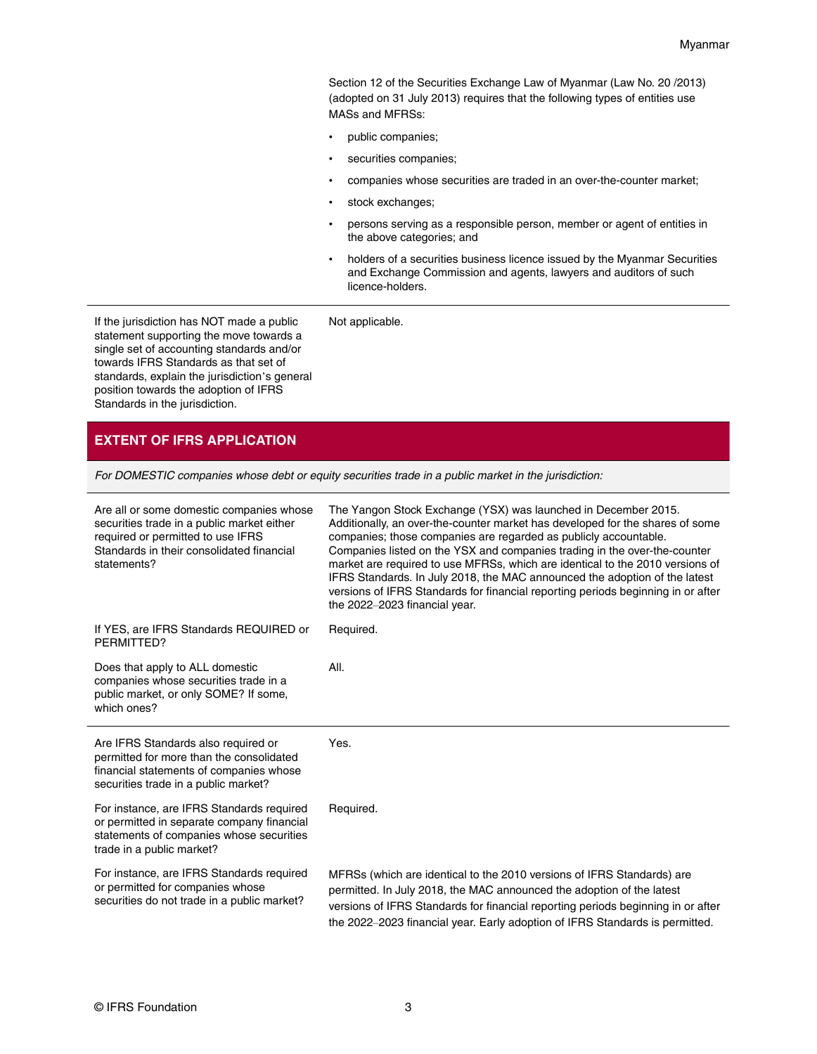| | |
|---|---|
| | Section 12 of the Securities Exchange Law of Myanmar (Law No. 20 /2013) (adopted on 31 July 2013) requires that the following types of entities use MASs and MFRSs:<br>• public companies;<br>• securities companies;<br>• companies whose securities are traded in an over-the-counter market;<br>• stock exchanges;<br>• persons serving as a responsible person, member or agent of entities in the above categories; and<br>• holders of a securities business licence issued by the Myanmar Securities and Exchange Commission and agents, lawyers and auditors of such licence-holders. |
| If the jurisdiction has NOT made a public statement supporting the move towards a single set of accounting standards and/or towards IFRS Standards as that set of standards, explain the jurisdiction's general position towards the adoption of IFRS Standards in the jurisdiction. | Not applicable. |

## EXTENT OF IFRS APPLICATION

*For DOMESTIC companies whose debt or equity securities trade in a public market in the jurisdiction:*

| | |
|---|---|
| Are all or some domestic companies whose securities trade in a public market either required or permitted to use IFRS Standards in their consolidated financial statements? | The Yangon Stock Exchange (YSX) was launched in December 2015. Additionally, an over-the-counter market has developed for the shares of some companies; those companies are regarded as publicly accountable. Companies listed on the YSX and companies trading in the over-the-counter market are required to use MFRSs, which are identical to the 2010 versions of IFRS Standards. In July 2018, the MAC announced the adoption of the latest versions of IFRS Standards for financial reporting periods beginning in or after the 2022–2023 financial year. |
| If YES, are IFRS Standards REQUIRED or PERMITTED? | Required. |
| Does that apply to ALL domestic companies whose securities trade in a public market, or only SOME? If some, which ones? | All. |
| Are IFRS Standards also required or permitted for more than the consolidated financial statements of companies whose securities trade in a public market? | Yes. |
| For instance, are IFRS Standards required or permitted in separate company financial statements of companies whose securities trade in a public market? | Required. |
| For instance, are IFRS Standards required or permitted for companies whose securities do not trade in a public market? | MFRSs (which are identical to the 2010 versions of IFRS Standards) are permitted. In July 2018, the MAC announced the adoption of the latest versions of IFRS Standards for financial reporting periods beginning in or after the 2022–2023 financial year. Early adoption of IFRS Standards is permitted. |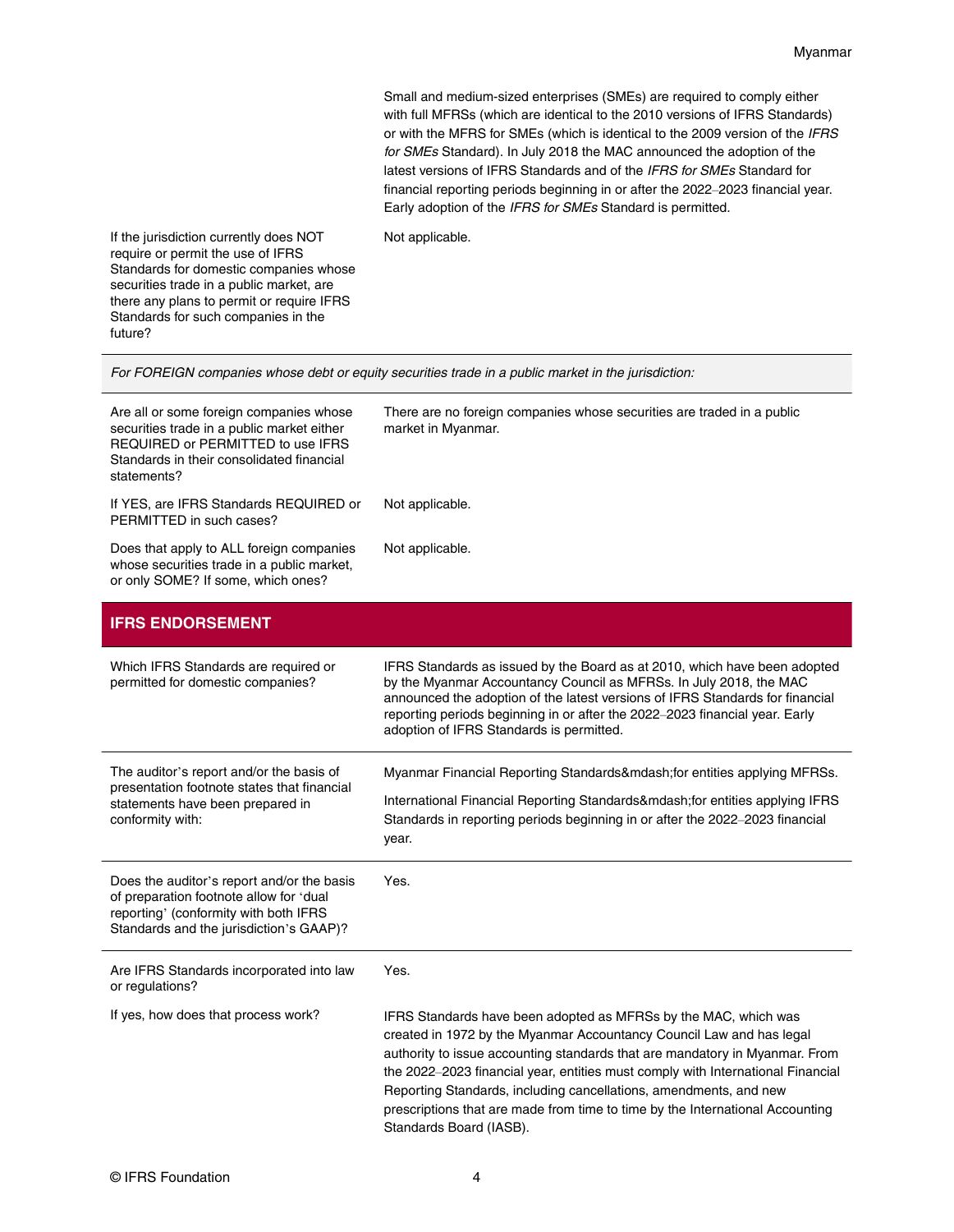| | |
|---|---|
| | Small and medium-sized enterprises (SMEs) are required to comply either with full MFRSs (which are identical to the 2010 versions of IFRS Standards) or with the MFRS for SMEs (which is identical to the 2009 version of the *IFRS for SMEs* Standard). In July 2018 the MAC announced the adoption of the latest versions of IFRS Standards and of the *IFRS for SMEs* Standard for financial reporting periods beginning in or after the 2022–2023 financial year. Early adoption of the *IFRS for SMEs* Standard is permitted. |
| If the jurisdiction currently does NOT require or permit the use of IFRS Standards for domestic companies whose securities trade in a public market, are there any plans to permit or require IFRS Standards for such companies in the future? | Not applicable. |

*For FOREIGN companies whose debt or equity securities trade in a public market in the jurisdiction:*

| | |
|---|---|
| Are all or some foreign companies whose securities trade in a public market either REQUIRED or PERMITTED to use IFRS Standards in their consolidated financial statements? | There are no foreign companies whose securities are traded in a public market in Myanmar. |
| If YES, are IFRS Standards REQUIRED or PERMITTED in such cases? | Not applicable. |
| Does that apply to ALL foreign companies whose securities trade in a public market, or only SOME? If some, which ones? | Not applicable. |

## IFRS ENDORSEMENT

| | |
|---|---|
| Which IFRS Standards are required or permitted for domestic companies? | IFRS Standards as issued by the Board as at 2010, which have been adopted by the Myanmar Accountancy Council as MFRSs. In July 2018, the MAC announced the adoption of the latest versions of IFRS Standards for financial reporting periods beginning in or after the 2022–2023 financial year. Early adoption of IFRS Standards is permitted. |
| The auditor's report and/or the basis of presentation footnote states that financial statements have been prepared in conformity with: | Myanmar Financial Reporting Standards&mdash;for entities applying MFRSs. <br><br> International Financial Reporting Standards&mdash;for entities applying IFRS Standards in reporting periods beginning in or after the 2022–2023 financial year. |
| Does the auditor's report and/or the basis of preparation footnote allow for 'dual reporting' (conformity with both IFRS Standards and the jurisdiction's GAAP)? | Yes. |
| Are IFRS Standards incorporated into law or regulations? | Yes. |
| If yes, how does that process work? | IFRS Standards have been adopted as MFRSs by the MAC, which was created in 1972 by the Myanmar Accountancy Council Law and has legal authority to issue accounting standards that are mandatory in Myanmar. From the 2022–2023 financial year, entities must comply with International Financial Reporting Standards, including cancellations, amendments, and new prescriptions that are made from time to time by the International Accounting Standards Board (IASB). |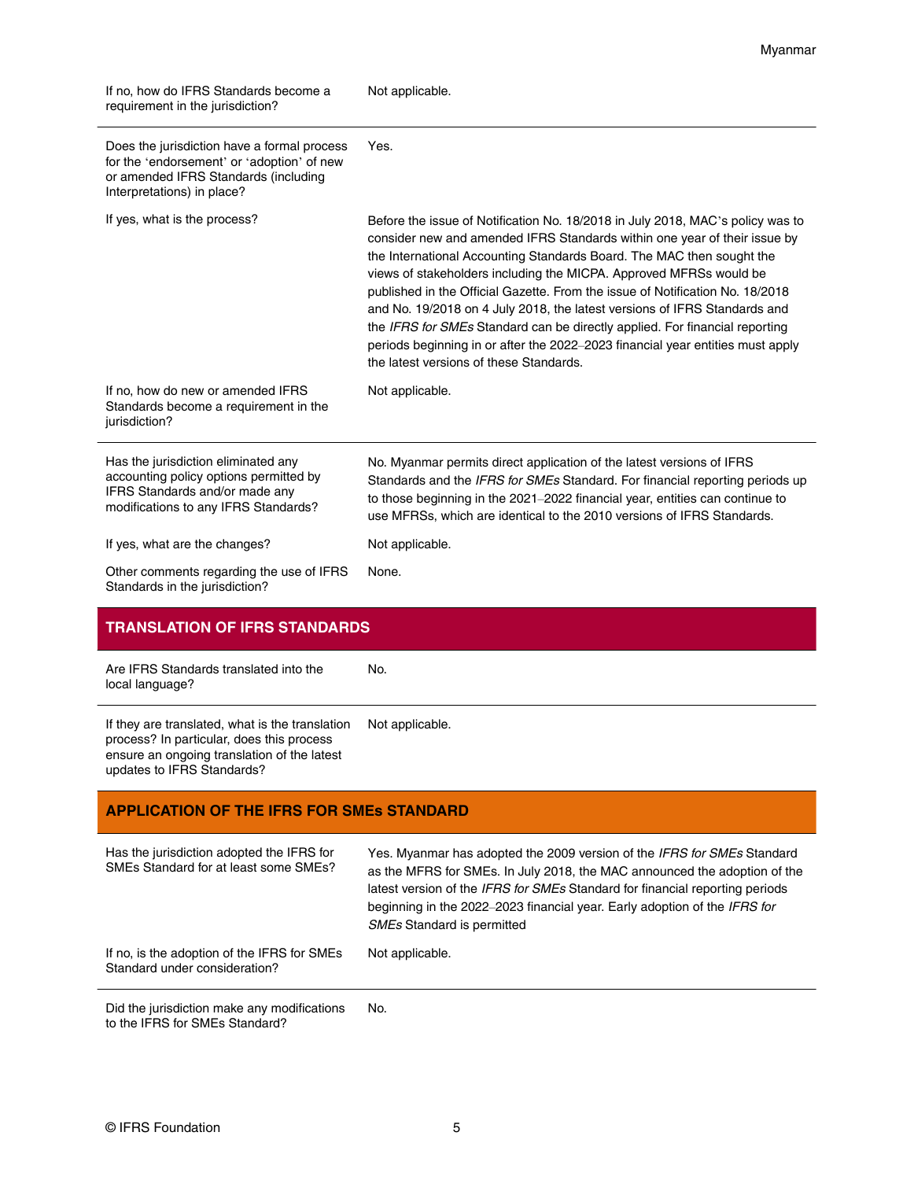| | |
|---|---|
| If no, how do IFRS Standards become a requirement in the jurisdiction? | Not applicable. |
| Does the jurisdiction have a formal process for the 'endorsement' or 'adoption' of new or amended IFRS Standards (including Interpretations) in place? | Yes. |
| If yes, what is the process? | Before the issue of Notification No. 18/2018 in July 2018, MAC's policy was to consider new and amended IFRS Standards within one year of their issue by the International Accounting Standards Board. The MAC then sought the views of stakeholders including the MICPA. Approved MFRSs would be published in the Official Gazette. From the issue of Notification No. 18/2018 and No. 19/2018 on 4 July 2018, the latest versions of IFRS Standards and the *IFRS for SMEs* Standard can be directly applied. For financial reporting periods beginning in or after the 2022–2023 financial year entities must apply the latest versions of these Standards. |
| If no, how do new or amended IFRS Standards become a requirement in the jurisdiction? | Not applicable. |
| Has the jurisdiction eliminated any accounting policy options permitted by IFRS Standards and/or made any modifications to any IFRS Standards? | No. Myanmar permits direct application of the latest versions of IFRS Standards and the *IFRS for SMEs* Standard. For financial reporting periods up to those beginning in the 2021–2022 financial year, entities can continue to use MFRSs, which are identical to the 2010 versions of IFRS Standards. |
| If yes, what are the changes? | Not applicable. |
| Other comments regarding the use of IFRS Standards in the jurisdiction? | None. |

## TRANSLATION OF IFRS STANDARDS

| | |
|---|---|
| Are IFRS Standards translated into the local language? | No. |
| If they are translated, what is the translation process? In particular, does this process ensure an ongoing translation of the latest updates to IFRS Standards? | Not applicable. |

## APPLICATION OF THE IFRS FOR SMEs STANDARD

| | |
|---|---|
| Has the jurisdiction adopted the IFRS for SMEs Standard for at least some SMEs? | Yes. Myanmar has adopted the 2009 version of the *IFRS for SMEs* Standard as the MFRS for SMEs. In July 2018, the MAC announced the adoption of the latest version of the *IFRS for SMEs* Standard for financial reporting periods beginning in the 2022–2023 financial year. Early adoption of the *IFRS for SMEs* Standard is permitted |
| If no, is the adoption of the IFRS for SMEs Standard under consideration? | Not applicable. |
| Did the jurisdiction make any modifications to the IFRS for SMEs Standard? | No. |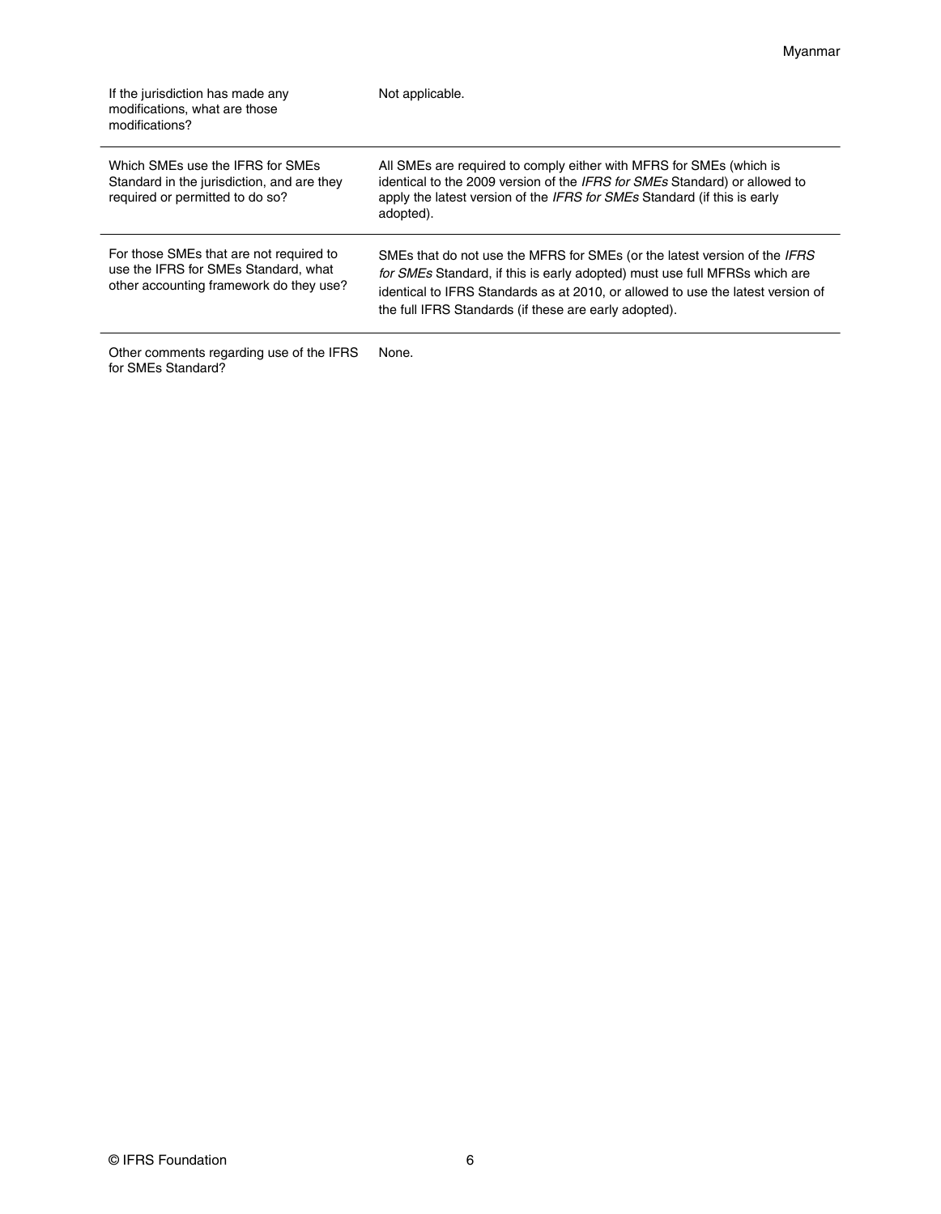| | |
|---|---|
| If the jurisdiction has made any modifications, what are those modifications? | Not applicable. |
| Which SMEs use the IFRS for SMEs Standard in the jurisdiction, and are they required or permitted to do so? | All SMEs are required to comply either with MFRS for SMEs (which is identical to the 2009 version of the *IFRS for SMEs* Standard) or allowed to apply the latest version of the *IFRS for SMEs* Standard (if this is early adopted). |
| For those SMEs that are not required to use the IFRS for SMEs Standard, what other accounting framework do they use? | SMEs that do not use the MFRS for SMEs (or the latest version of the *IFRS for SMEs* Standard, if this is early adopted) must use full MFRSs which are identical to IFRS Standards as at 2010, or allowed to use the latest version of the full IFRS Standards (if these are early adopted). |
| Other comments regarding use of the IFRS for SMEs Standard? | None. |